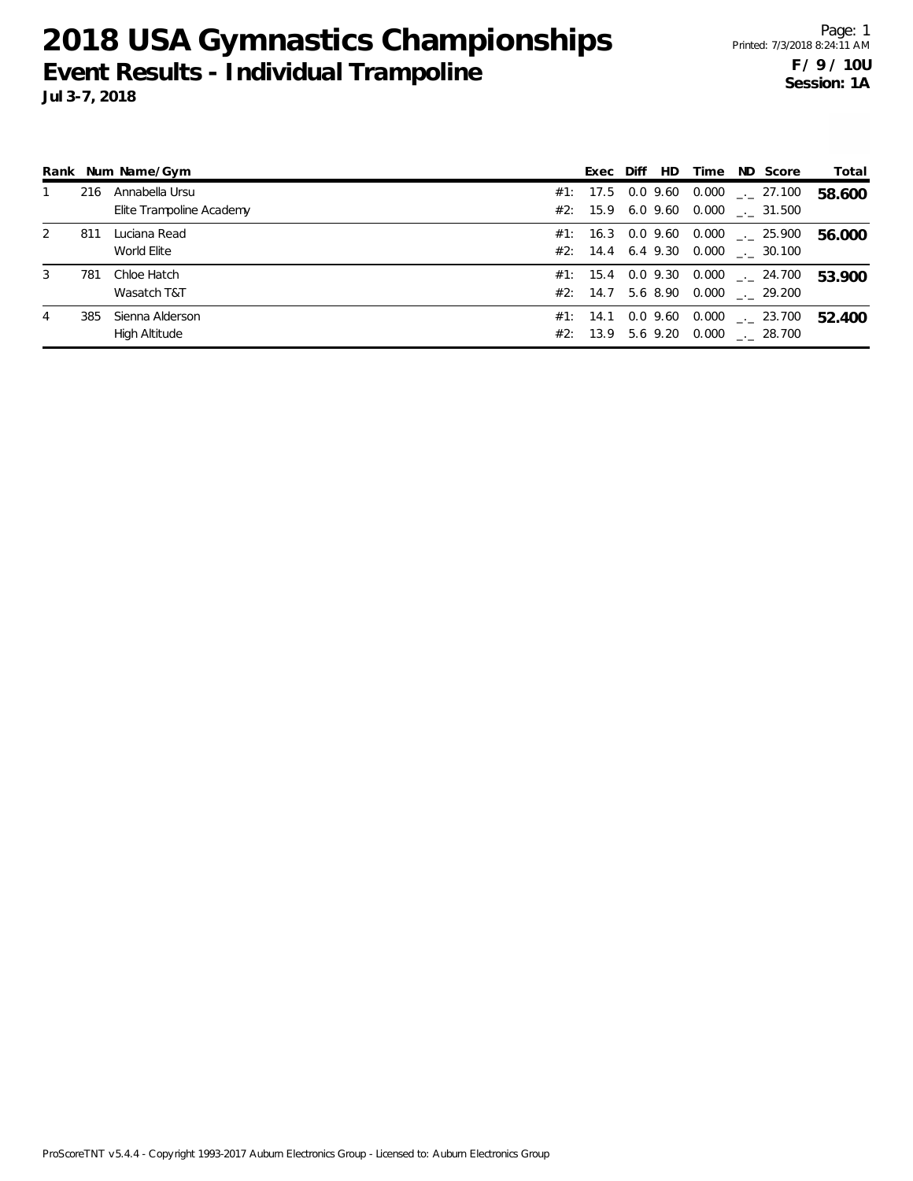# 2018 USA Gymnastics Championships

## Event Results - Individual Trampoline

**Jul 3-7, 2018**

**F / 9 / 10U**
**Session: 1A**

| Rank | Num | Name/Gym | | Exec | Diff | HD | Time | ND | Score | Total |
|---|---|---|---|---|---|---|---|---|---|---|
| 1 | 216 | Annabella Ursu | #1: | 17.5 | 0.0 | 9.60 | 0.000 | _._ | 27.100 | **58.600** |
| | | Elite Trampoline Academy | #2: | 15.9 | 6.0 | 9.60 | 0.000 | _._ | 31.500 | |
| 2 | 811 | Luciana Read | #1: | 16.3 | 0.0 | 9.60 | 0.000 | _._ | 25.900 | **56.000** |
| | | World Elite | #2: | 14.4 | 6.4 | 9.30 | 0.000 | _._ | 30.100 | |
| 3 | 781 | Chloe Hatch | #1: | 15.4 | 0.0 | 9.30 | 0.000 | _._ | 24.700 | **53.900** |
| | | Wasatch T&T | #2: | 14.7 | 5.6 | 8.90 | 0.000 | _._ | 29.200 | |
| 4 | 385 | Sienna Alderson | #1: | 14.1 | 0.0 | 9.60 | 0.000 | _._ | 23.700 | **52.400** |
| | | High Altitude | #2: | 13.9 | 5.6 | 9.20 | 0.000 | _._ | 28.700 | |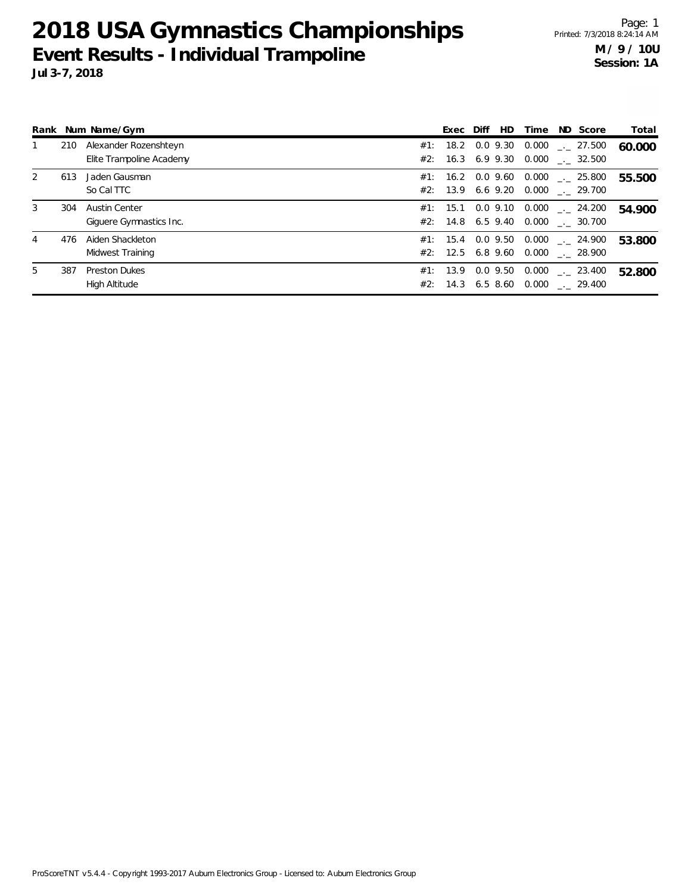# 2018 USA Gymnastics Championships

## Event Results - Individual Trampoline

**Jul 3-7, 2018**

**M / 9 / 10U**
**Session: 1A**

| Rank | Num | Name/Gym | | Exec | Diff | HD | Time | ND | Score | Total |
|---|---|---|---|---|---|---|---|---|---|---|
| 1 | 210 | Alexander Rozenshteyn | #1: | 18.2 | 0.0 | 9.30 | 0.000 | _._ | 27.500 | **60.000** |
| | | Elite Trampoline Academy | #2: | 16.3 | 6.9 | 9.30 | 0.000 | _._ | 32.500 | |
| 2 | 613 | Jaden Gausman | #1: | 16.2 | 0.0 | 9.60 | 0.000 | _._ | 25.800 | **55.500** |
| | | So Cal TTC | #2: | 13.9 | 6.6 | 9.20 | 0.000 | _._ | 29.700 | |
| 3 | 304 | Austin Center | #1: | 15.1 | 0.0 | 9.10 | 0.000 | _._ | 24.200 | **54.900** |
| | | Giguere Gymnastics Inc. | #2: | 14.8 | 6.5 | 9.40 | 0.000 | _._ | 30.700 | |
| 4 | 476 | Aiden Shackleton | #1: | 15.4 | 0.0 | 9.50 | 0.000 | _._ | 24.900 | **53.800** |
| | | Midwest Training | #2: | 12.5 | 6.8 | 9.60 | 0.000 | _._ | 28.900 | |
| 5 | 387 | Preston Dukes | #1: | 13.9 | 0.0 | 9.50 | 0.000 | _._ | 23.400 | **52.800** |
| | | High Altitude | #2: | 14.3 | 6.5 | 8.60 | 0.000 | _._ | 29.400 | |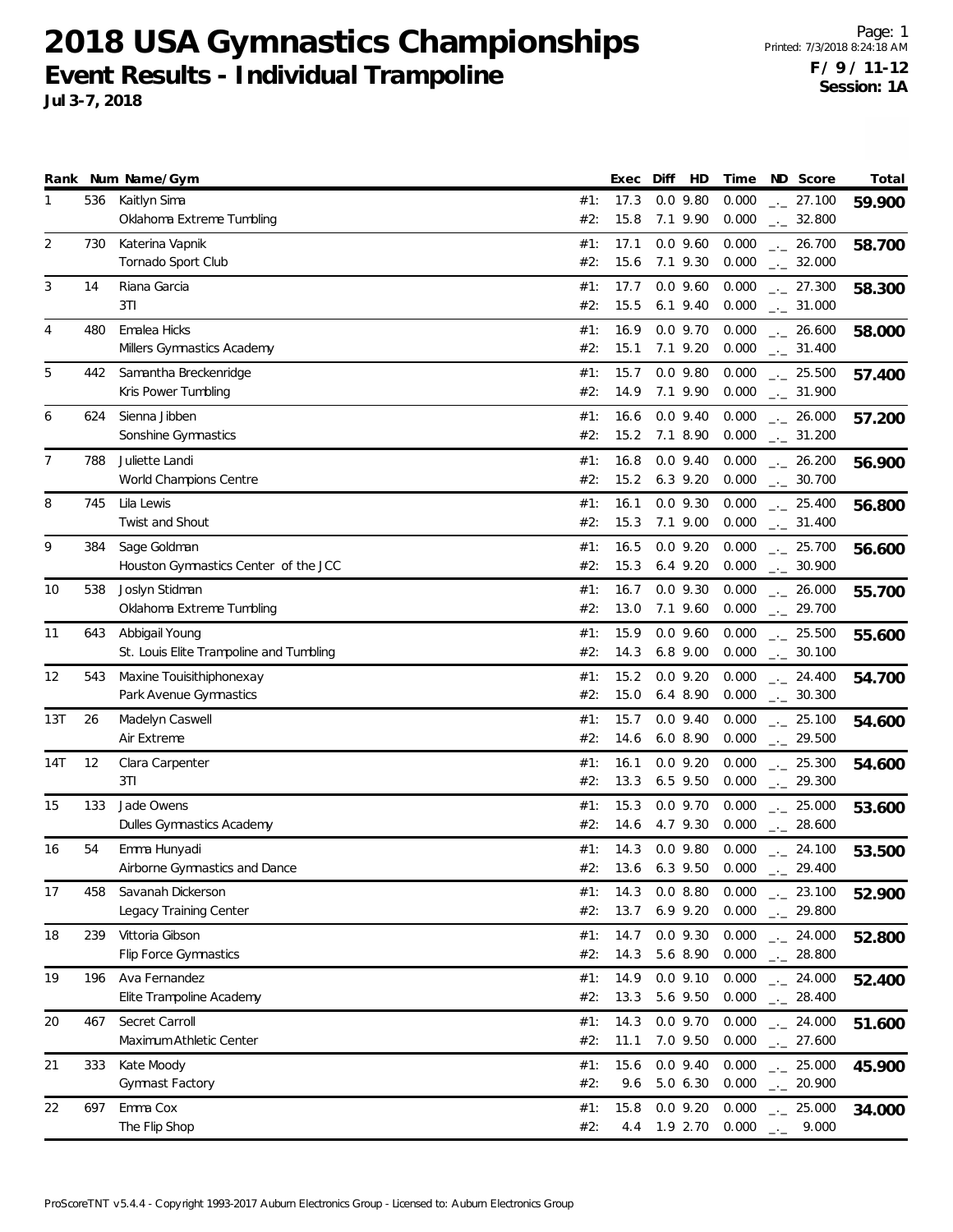# 2018 USA Gymnastics Championships

## Event Results - Individual Trampoline

**Jul 3-7, 2018**

**F / 9 / 11-12**
**Session: 1A**

| Rank | Num | Name/Gym | | Exec | Diff | HD | Time | ND | Score | Total |
|---|---|---|---|---|---|---|---|---|---|---|
| 1 | 536 | Kaitlyn Sima | #1: | 17.3 | 0.0 | 9.80 | 0.000 | _._ | 27.100 | **59.900** |
| | | Oklahoma Extreme Tumbling | #2: | 15.8 | 7.1 | 9.90 | 0.000 | _._ | 32.800 | |
| 2 | 730 | Katerina Vapnik | #1: | 17.1 | 0.0 | 9.60 | 0.000 | _._ | 26.700 | **58.700** |
| | | Tornado Sport Club | #2: | 15.6 | 7.1 | 9.30 | 0.000 | _._ | 32.000 | |
| 3 | 14 | Riana Garcia | #1: | 17.7 | 0.0 | 9.60 | 0.000 | _._ | 27.300 | **58.300** |
| | | 3TI | #2: | 15.5 | 6.1 | 9.40 | 0.000 | _._ | 31.000 | |
| 4 | 480 | Emalea Hicks | #1: | 16.9 | 0.0 | 9.70 | 0.000 | _._ | 26.600 | **58.000** |
| | | Millers Gymnastics Academy | #2: | 15.1 | 7.1 | 9.20 | 0.000 | _._ | 31.400 | |
| 5 | 442 | Samantha Breckenridge | #1: | 15.7 | 0.0 | 9.80 | 0.000 | _._ | 25.500 | **57.400** |
| | | Kris Power Tumbling | #2: | 14.9 | 7.1 | 9.90 | 0.000 | _._ | 31.900 | |
| 6 | 624 | Sienna Jibben | #1: | 16.6 | 0.0 | 9.40 | 0.000 | _._ | 26.000 | **57.200** |
| | | Sonshine Gymnastics | #2: | 15.2 | 7.1 | 8.90 | 0.000 | _._ | 31.200 | |
| 7 | 788 | Juliette Landi | #1: | 16.8 | 0.0 | 9.40 | 0.000 | _._ | 26.200 | **56.900** |
| | | World Champions Centre | #2: | 15.2 | 6.3 | 9.20 | 0.000 | _._ | 30.700 | |
| 8 | 745 | Lila Lewis | #1: | 16.1 | 0.0 | 9.30 | 0.000 | _._ | 25.400 | **56.800** |
| | | Twist and Shout | #2: | 15.3 | 7.1 | 9.00 | 0.000 | _._ | 31.400 | |
| 9 | 384 | Sage Goldman | #1: | 16.5 | 0.0 | 9.20 | 0.000 | _._ | 25.700 | **56.600** |
| | | Houston Gymnastics Center of the JCC | #2: | 15.3 | 6.4 | 9.20 | 0.000 | _._ | 30.900 | |
| 10 | 538 | Joslyn Stidman | #1: | 16.7 | 0.0 | 9.30 | 0.000 | _._ | 26.000 | **55.700** |
| | | Oklahoma Extreme Tumbling | #2: | 13.0 | 7.1 | 9.60 | 0.000 | _._ | 29.700 | |
| 11 | 643 | Abbigail Young | #1: | 15.9 | 0.0 | 9.60 | 0.000 | _._ | 25.500 | **55.600** |
| | | St. Louis Elite Trampoline and Tumbling | #2: | 14.3 | 6.8 | 9.00 | 0.000 | _._ | 30.100 | |
| 12 | 543 | Maxine Touisithiphonexay | #1: | 15.2 | 0.0 | 9.20 | 0.000 | _._ | 24.400 | **54.700** |
| | | Park Avenue Gymnastics | #2: | 15.0 | 6.4 | 8.90 | 0.000 | _._ | 30.300 | |
| 13T | 26 | Madelyn Caswell | #1: | 15.7 | 0.0 | 9.40 | 0.000 | _._ | 25.100 | **54.600** |
| | | Air Extreme | #2: | 14.6 | 6.0 | 8.90 | 0.000 | _._ | 29.500 | |
| 14T | 12 | Clara Carpenter | #1: | 16.1 | 0.0 | 9.20 | 0.000 | _._ | 25.300 | **54.600** |
| | | 3TI | #2: | 13.3 | 6.5 | 9.50 | 0.000 | _._ | 29.300 | |
| 15 | 133 | Jade Owens | #1: | 15.3 | 0.0 | 9.70 | 0.000 | _._ | 25.000 | **53.600** |
| | | Dulles Gymnastics Academy | #2: | 14.6 | 4.7 | 9.30 | 0.000 | _._ | 28.600 | |
| 16 | 54 | Emma Hunyadi | #1: | 14.3 | 0.0 | 9.80 | 0.000 | _._ | 24.100 | **53.500** |
| | | Airborne Gymnastics and Dance | #2: | 13.6 | 6.3 | 9.50 | 0.000 | _._ | 29.400 | |
| 17 | 458 | Savanah Dickerson | #1: | 14.3 | 0.0 | 8.80 | 0.000 | _._ | 23.100 | **52.900** |
| | | Legacy Training Center | #2: | 13.7 | 6.9 | 9.20 | 0.000 | _._ | 29.800 | |
| 18 | 239 | Vittoria Gibson | #1: | 14.7 | 0.0 | 9.30 | 0.000 | _._ | 24.000 | **52.800** |
| | | Flip Force Gymnastics | #2: | 14.3 | 5.6 | 8.90 | 0.000 | _._ | 28.800 | |
| 19 | 196 | Ava Fernandez | #1: | 14.9 | 0.0 | 9.10 | 0.000 | _._ | 24.000 | **52.400** |
| | | Elite Trampoline Academy | #2: | 13.3 | 5.6 | 9.50 | 0.000 | _._ | 28.400 | |
| 20 | 467 | Secret Carroll | #1: | 14.3 | 0.0 | 9.70 | 0.000 | _._ | 24.000 | **51.600** |
| | | Maximum Athletic Center | #2: | 11.1 | 7.0 | 9.50 | 0.000 | _._ | 27.600 | |
| 21 | 333 | Kate Moody | #1: | 15.6 | 0.0 | 9.40 | 0.000 | _._ | 25.000 | **45.900** |
| | | Gymnast Factory | #2: | 9.6 | 5.0 | 6.30 | 0.000 | _._ | 20.900 | |
| 22 | 697 | Emma Cox | #1: | 15.8 | 0.0 | 9.20 | 0.000 | _._ | 25.000 | **34.000** |
| | | The Flip Shop | #2: | 4.4 | 1.9 | 2.70 | 0.000 | _._ | 9.000 | |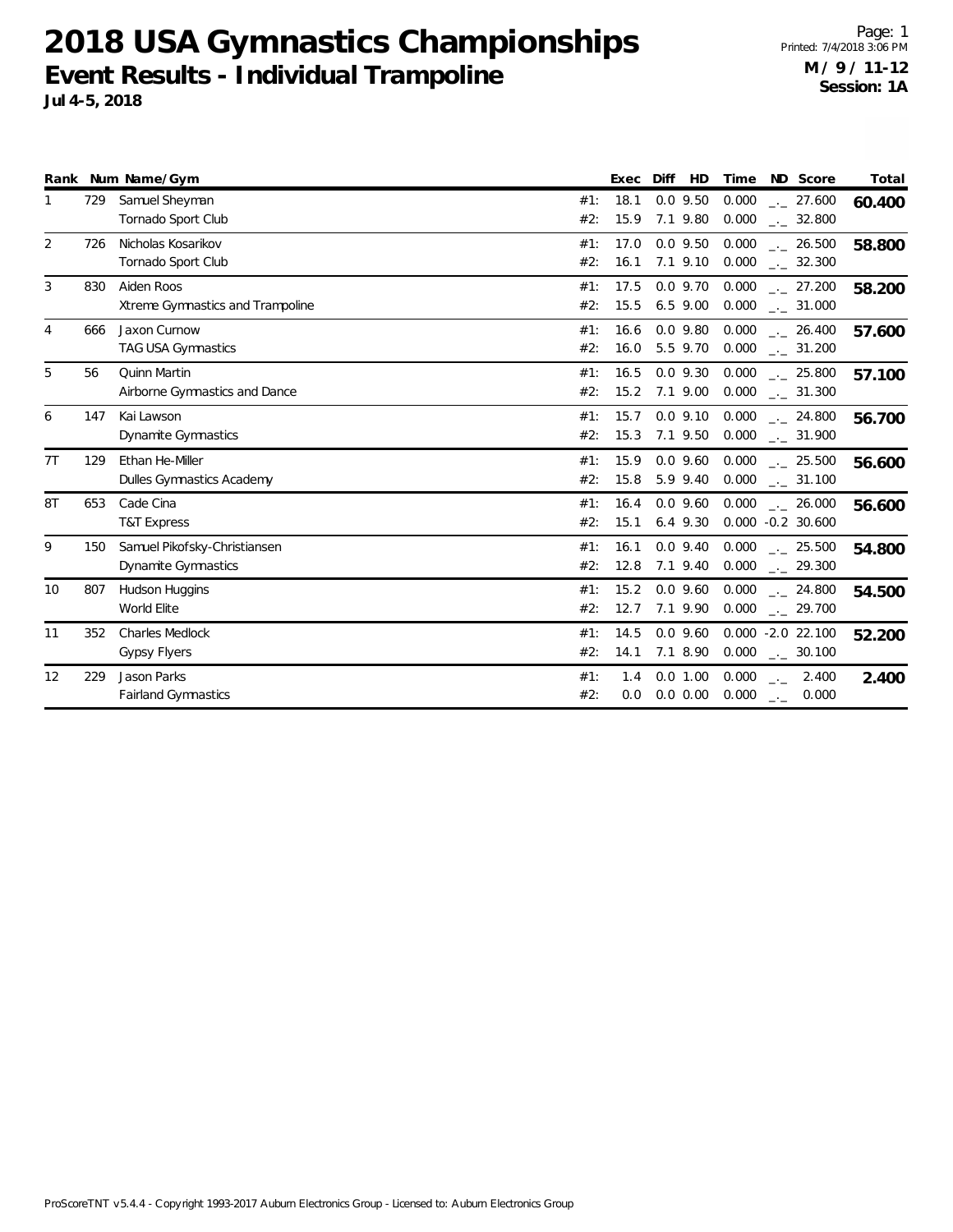# 2018 USA Gymnastics Championships

## Event Results - Individual Trampoline

**Jul 4-5, 2018**

**M / 9 / 11-12**
**Session: 1A**

| Rank | Num | Name/Gym | | Exec | Diff | HD | Time | ND | Score | Total |
|---|---|---|---|---|---|---|---|---|---|---|
| 1 | 729 | Samuel Sheyman | #1: | 18.1 | 0.0 | 9.50 | 0.000 | _._ | 27.600 | **60.400** |
| | | Tornado Sport Club | #2: | 15.9 | 7.1 | 9.80 | 0.000 | _._ | 32.800 | |
| 2 | 726 | Nicholas Kosarikov | #1: | 17.0 | 0.0 | 9.50 | 0.000 | _._ | 26.500 | **58.800** |
| | | Tornado Sport Club | #2: | 16.1 | 7.1 | 9.10 | 0.000 | _._ | 32.300 | |
| 3 | 830 | Aiden Roos | #1: | 17.5 | 0.0 | 9.70 | 0.000 | _._ | 27.200 | **58.200** |
| | | Xtreme Gymnastics and Trampoline | #2: | 15.5 | 6.5 | 9.00 | 0.000 | _._ | 31.000 | |
| 4 | 666 | Jaxon Curnow | #1: | 16.6 | 0.0 | 9.80 | 0.000 | _._ | 26.400 | **57.600** |
| | | TAG USA Gymnastics | #2: | 16.0 | 5.5 | 9.70 | 0.000 | _._ | 31.200 | |
| 5 | 56 | Quinn Martin | #1: | 16.5 | 0.0 | 9.30 | 0.000 | _._ | 25.800 | **57.100** |
| | | Airborne Gymnastics and Dance | #2: | 15.2 | 7.1 | 9.00 | 0.000 | _._ | 31.300 | |
| 6 | 147 | Kai Lawson | #1: | 15.7 | 0.0 | 9.10 | 0.000 | _._ | 24.800 | **56.700** |
| | | Dynamite Gymnastics | #2: | 15.3 | 7.1 | 9.50 | 0.000 | _._ | 31.900 | |
| 7T | 129 | Ethan He-Miller | #1: | 15.9 | 0.0 | 9.60 | 0.000 | _._ | 25.500 | **56.600** |
| | | Dulles Gymnastics Academy | #2: | 15.8 | 5.9 | 9.40 | 0.000 | _._ | 31.100 | |
| 8T | 653 | Cade Cina | #1: | 16.4 | 0.0 | 9.60 | 0.000 | _._ | 26.000 | **56.600** |
| | | T&T Express | #2: | 15.1 | 6.4 | 9.30 | 0.000 | -0.2 | 30.600 | |
| 9 | 150 | Samuel Pikofsky-Christiansen | #1: | 16.1 | 0.0 | 9.40 | 0.000 | _._ | 25.500 | **54.800** |
| | | Dynamite Gymnastics | #2: | 12.8 | 7.1 | 9.40 | 0.000 | _._ | 29.300 | |
| 10 | 807 | Hudson Huggins | #1: | 15.2 | 0.0 | 9.60 | 0.000 | _._ | 24.800 | **54.500** |
| | | World Elite | #2: | 12.7 | 7.1 | 9.90 | 0.000 | _._ | 29.700 | |
| 11 | 352 | Charles Medlock | #1: | 14.5 | 0.0 | 9.60 | 0.000 | -2.0 | 22.100 | **52.200** |
| | | Gypsy Flyers | #2: | 14.1 | 7.1 | 8.90 | 0.000 | _._ | 30.100 | |
| 12 | 229 | Jason Parks | #1: | 1.4 | 0.0 | 1.00 | 0.000 | _._ | 2.400 | **2.400** |
| | | Fairland Gymnastics | #2: | 0.0 | 0.0 | 0.00 | 0.000 | _._ | 0.000 | |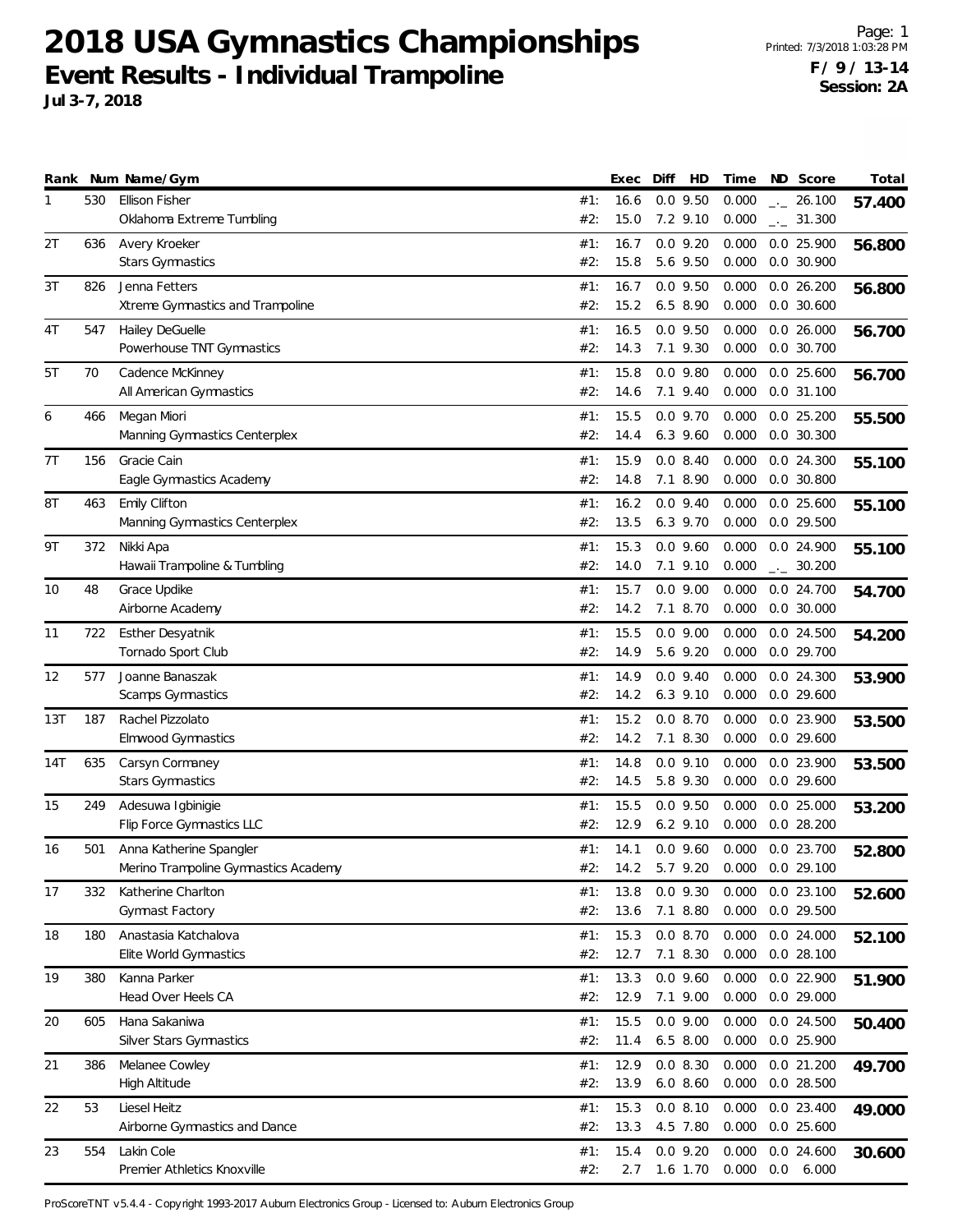# 2018 USA Gymnastics Championships

## Event Results - Individual Trampoline

**Jul 3-7, 2018**

**F / 9 / 13-14**
**Session: 2A**

| Rank | Num | Name/Gym | | Exec | Diff | HD | Time | ND | Score | Total |
|---|---|---|---|---|---|---|---|---|---|---|
| 1 | 530 | Ellison Fisher | #1: | 16.6 | 0.0 | 9.50 | 0.000 | _._ | 26.100 | **57.400** |
| | | Oklahoma Extreme Tumbling | #2: | 15.0 | 7.2 | 9.10 | 0.000 | _._ | 31.300 | |
| 2T | 636 | Avery Kroeker | #1: | 16.7 | 0.0 | 9.20 | 0.000 | 0.0 | 25.900 | **56.800** |
| | | Stars Gymnastics | #2: | 15.8 | 5.6 | 9.50 | 0.000 | 0.0 | 30.900 | |
| 3T | 826 | Jenna Fetters | #1: | 16.7 | 0.0 | 9.50 | 0.000 | 0.0 | 26.200 | **56.800** |
| | | Xtreme Gymnastics and Trampoline | #2: | 15.2 | 6.5 | 8.90 | 0.000 | 0.0 | 30.600 | |
| 4T | 547 | Hailey DeGuelle | #1: | 16.5 | 0.0 | 9.50 | 0.000 | 0.0 | 26.000 | **56.700** |
| | | Powerhouse TNT Gymnastics | #2: | 14.3 | 7.1 | 9.30 | 0.000 | 0.0 | 30.700 | |
| 5T | 70 | Cadence McKinney | #1: | 15.8 | 0.0 | 9.80 | 0.000 | 0.0 | 25.600 | **56.700** |
| | | All American Gymnastics | #2: | 14.6 | 7.1 | 9.40 | 0.000 | 0.0 | 31.100 | |
| 6 | 466 | Megan Miori | #1: | 15.5 | 0.0 | 9.70 | 0.000 | 0.0 | 25.200 | **55.500** |
| | | Manning Gymnastics Centerplex | #2: | 14.4 | 6.3 | 9.60 | 0.000 | 0.0 | 30.300 | |
| 7T | 156 | Gracie Cain | #1: | 15.9 | 0.0 | 8.40 | 0.000 | 0.0 | 24.300 | **55.100** |
| | | Eagle Gymnastics Academy | #2: | 14.8 | 7.1 | 8.90 | 0.000 | 0.0 | 30.800 | |
| 8T | 463 | Emily Clifton | #1: | 16.2 | 0.0 | 9.40 | 0.000 | 0.0 | 25.600 | **55.100** |
| | | Manning Gymnastics Centerplex | #2: | 13.5 | 6.3 | 9.70 | 0.000 | 0.0 | 29.500 | |
| 9T | 372 | Nikki Apa | #1: | 15.3 | 0.0 | 9.60 | 0.000 | 0.0 | 24.900 | **55.100** |
| | | Hawaii Trampoline & Tumbling | #2: | 14.0 | 7.1 | 9.10 | 0.000 | _._ | 30.200 | |
| 10 | 48 | Grace Updike | #1: | 15.7 | 0.0 | 9.00 | 0.000 | 0.0 | 24.700 | **54.700** |
| | | Airborne Academy | #2: | 14.2 | 7.1 | 8.70 | 0.000 | 0.0 | 30.000 | |
| 11 | 722 | Esther Desyatnik | #1: | 15.5 | 0.0 | 9.00 | 0.000 | 0.0 | 24.500 | **54.200** |
| | | Tornado Sport Club | #2: | 14.9 | 5.6 | 9.20 | 0.000 | 0.0 | 29.700 | |
| 12 | 577 | Joanne Banaszak | #1: | 14.9 | 0.0 | 9.40 | 0.000 | 0.0 | 24.300 | **53.900** |
| | | Scamps Gymnastics | #2: | 14.2 | 6.3 | 9.10 | 0.000 | 0.0 | 29.600 | |
| 13T | 187 | Rachel Pizzolato | #1: | 15.2 | 0.0 | 8.70 | 0.000 | 0.0 | 23.900 | **53.500** |
| | | Elmwood Gymnastics | #2: | 14.2 | 7.1 | 8.30 | 0.000 | 0.0 | 29.600 | |
| 14T | 635 | Carsyn Cormaney | #1: | 14.8 | 0.0 | 9.10 | 0.000 | 0.0 | 23.900 | **53.500** |
| | | Stars Gymnastics | #2: | 14.5 | 5.8 | 9.30 | 0.000 | 0.0 | 29.600 | |
| 15 | 249 | Adesuwa Igbinigie | #1: | 15.5 | 0.0 | 9.50 | 0.000 | 0.0 | 25.000 | **53.200** |
| | | Flip Force Gymnastics LLC | #2: | 12.9 | 6.2 | 9.10 | 0.000 | 0.0 | 28.200 | |
| 16 | 501 | Anna Katherine Spangler | #1: | 14.1 | 0.0 | 9.60 | 0.000 | 0.0 | 23.700 | **52.800** |
| | | Merino Trampoline Gymnastics Academy | #2: | 14.2 | 5.7 | 9.20 | 0.000 | 0.0 | 29.100 | |
| 17 | 332 | Katherine Charlton | #1: | 13.8 | 0.0 | 9.30 | 0.000 | 0.0 | 23.100 | **52.600** |
| | | Gymnast Factory | #2: | 13.6 | 7.1 | 8.80 | 0.000 | 0.0 | 29.500 | |
| 18 | 180 | Anastasia Katchalova | #1: | 15.3 | 0.0 | 8.70 | 0.000 | 0.0 | 24.000 | **52.100** |
| | | Elite World Gymnastics | #2: | 12.7 | 7.1 | 8.30 | 0.000 | 0.0 | 28.100 | |
| 19 | 380 | Kanna Parker | #1: | 13.3 | 0.0 | 9.60 | 0.000 | 0.0 | 22.900 | **51.900** |
| | | Head Over Heels CA | #2: | 12.9 | 7.1 | 9.00 | 0.000 | 0.0 | 29.000 | |
| 20 | 605 | Hana Sakaniwa | #1: | 15.5 | 0.0 | 9.00 | 0.000 | 0.0 | 24.500 | **50.400** |
| | | Silver Stars Gymnastics | #2: | 11.4 | 6.5 | 8.00 | 0.000 | 0.0 | 25.900 | |
| 21 | 386 | Melanee Cowley | #1: | 12.9 | 0.0 | 8.30 | 0.000 | 0.0 | 21.200 | **49.700** |
| | | High Altitude | #2: | 13.9 | 6.0 | 8.60 | 0.000 | 0.0 | 28.500 | |
| 22 | 53 | Liesel Heitz | #1: | 15.3 | 0.0 | 8.10 | 0.000 | 0.0 | 23.400 | **49.000** |
| | | Airborne Gymnastics and Dance | #2: | 13.3 | 4.5 | 7.80 | 0.000 | 0.0 | 25.600 | |
| 23 | 554 | Lakin Cole | #1: | 15.4 | 0.0 | 9.20 | 0.000 | 0.0 | 24.600 | **30.600** |
| | | Premier Athletics Knoxville | #2: | 2.7 | 1.6 | 1.70 | 0.000 | 0.0 | 6.000 | |

ProScoreTNT v5.4.4 - Copyright 1993-2017 Auburn Electronics Group - Licensed to: Auburn Electronics Group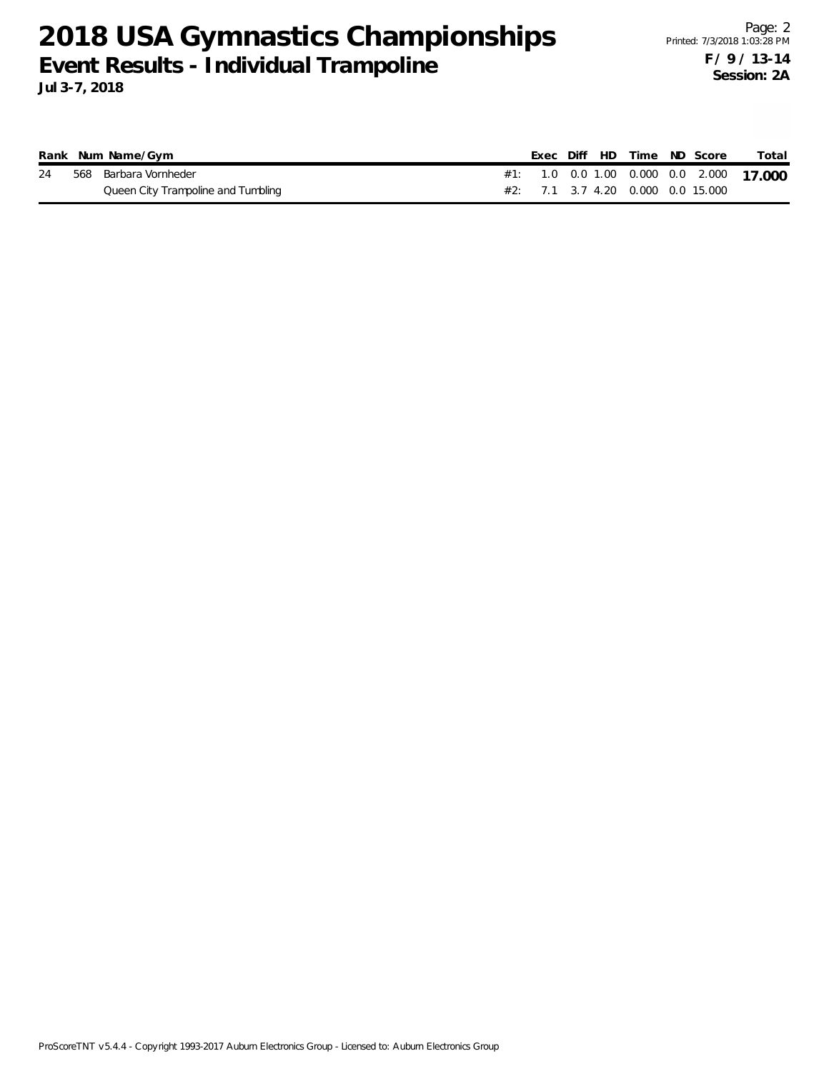# 2018 USA Gymnastics Championships

## Event Results - Individual Trampoline

**Jul 3-7, 2018**

Printed: 7/3/2018 1:03:28 PM

**F / 9 / 13-14**
**Session: 2A**

| Rank | Num | Name/Gym | | Exec | Diff | HD | Time | ND | Score | Total |
|---|---|---|---|---|---|---|---|---|---|---|
| 24 | 568 | Barbara Vornheder | #1: | 1.0 | 0.0 | 1.00 | 0.000 | 0.0 | 2.000 | **17.000** |
| | | Queen City Trampoline and Tumbling | #2: | 7.1 | 3.7 | 4.20 | 0.000 | 0.0 | 15.000 | |

ProScoreTNT v5.4.4 - Copyright 1993-2017 Auburn Electronics Group - Licensed to: Auburn Electronics Group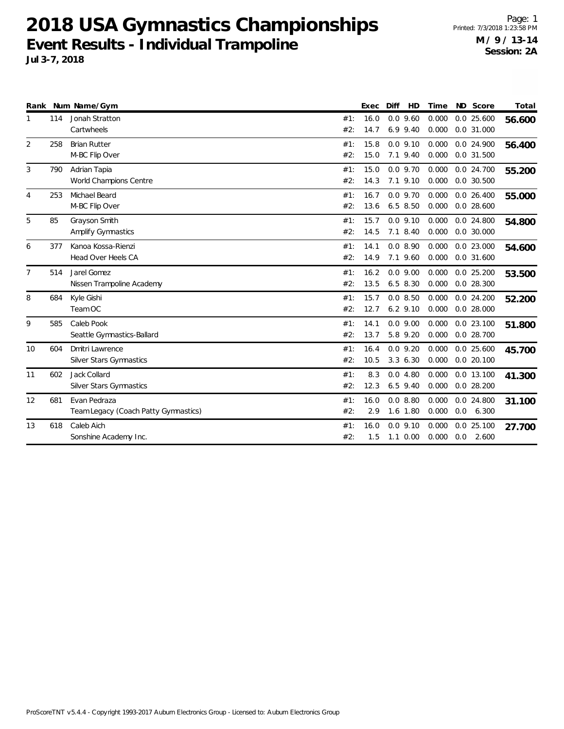# 2018 USA Gymnastics Championships

## Event Results - Individual Trampoline

**Jul 3-7, 2018**

**M / 9 / 13-14**
**Session: 2A**

| Rank | Num | Name/Gym | | Exec | Diff | HD | Time | ND | Score | Total |
|---|---|---|---|---|---|---|---|---|---|---|
| 1 | 114 | Jonah Stratton | #1: | 16.0 | 0.0 | 9.60 | 0.000 | 0.0 | 25.600 | **56.600** |
| | | Cartwheels | #2: | 14.7 | 6.9 | 9.40 | 0.000 | 0.0 | 31.000 | |
| 2 | 258 | Brian Rutter | #1: | 15.8 | 0.0 | 9.10 | 0.000 | 0.0 | 24.900 | **56.400** |
| | | M-BC Flip Over | #2: | 15.0 | 7.1 | 9.40 | 0.000 | 0.0 | 31.500 | |
| 3 | 790 | Adrian Tapia | #1: | 15.0 | 0.0 | 9.70 | 0.000 | 0.0 | 24.700 | **55.200** |
| | | World Champions Centre | #2: | 14.3 | 7.1 | 9.10 | 0.000 | 0.0 | 30.500 | |
| 4 | 253 | Michael Beard | #1: | 16.7 | 0.0 | 9.70 | 0.000 | 0.0 | 26.400 | **55.000** |
| | | M-BC Flip Over | #2: | 13.6 | 6.5 | 8.50 | 0.000 | 0.0 | 28.600 | |
| 5 | 85 | Grayson Smith | #1: | 15.7 | 0.0 | 9.10 | 0.000 | 0.0 | 24.800 | **54.800** |
| | | Amplify Gymnastics | #2: | 14.5 | 7.1 | 8.40 | 0.000 | 0.0 | 30.000 | |
| 6 | 377 | Kanoa Kossa-Rienzi | #1: | 14.1 | 0.0 | 8.90 | 0.000 | 0.0 | 23.000 | **54.600** |
| | | Head Over Heels CA | #2: | 14.9 | 7.1 | 9.60 | 0.000 | 0.0 | 31.600 | |
| 7 | 514 | Jarel Gomez | #1: | 16.2 | 0.0 | 9.00 | 0.000 | 0.0 | 25.200 | **53.500** |
| | | Nissen Trampoline Academy | #2: | 13.5 | 6.5 | 8.30 | 0.000 | 0.0 | 28.300 | |
| 8 | 684 | Kyle Gishi | #1: | 15.7 | 0.0 | 8.50 | 0.000 | 0.0 | 24.200 | **52.200** |
| | | Team OC | #2: | 12.7 | 6.2 | 9.10 | 0.000 | 0.0 | 28.000 | |
| 9 | 585 | Caleb Pook | #1: | 14.1 | 0.0 | 9.00 | 0.000 | 0.0 | 23.100 | **51.800** |
| | | Seattle Gymnastics-Ballard | #2: | 13.7 | 5.8 | 9.20 | 0.000 | 0.0 | 28.700 | |
| 10 | 604 | Dmitri Lawrence | #1: | 16.4 | 0.0 | 9.20 | 0.000 | 0.0 | 25.600 | **45.700** |
| | | Silver Stars Gymnastics | #2: | 10.5 | 3.3 | 6.30 | 0.000 | 0.0 | 20.100 | |
| 11 | 602 | Jack Collard | #1: | 8.3 | 0.0 | 4.80 | 0.000 | 0.0 | 13.100 | **41.300** |
| | | Silver Stars Gymnastics | #2: | 12.3 | 6.5 | 9.40 | 0.000 | 0.0 | 28.200 | |
| 12 | 681 | Evan Pedraza | #1: | 16.0 | 0.0 | 8.80 | 0.000 | 0.0 | 24.800 | **31.100** |
| | | Team Legacy (Coach Patty Gymnastics) | #2: | 2.9 | 1.6 | 1.80 | 0.000 | 0.0 | 6.300 | |
| 13 | 618 | Caleb Aich | #1: | 16.0 | 0.0 | 9.10 | 0.000 | 0.0 | 25.100 | **27.700** |
| | | Sonshine Academy Inc. | #2: | 1.5 | 1.1 | 0.00 | 0.000 | 0.0 | 2.600 | |

ProScoreTNT v5.4.4 - Copyright 1993-2017 Auburn Electronics Group - Licensed to: Auburn Electronics Group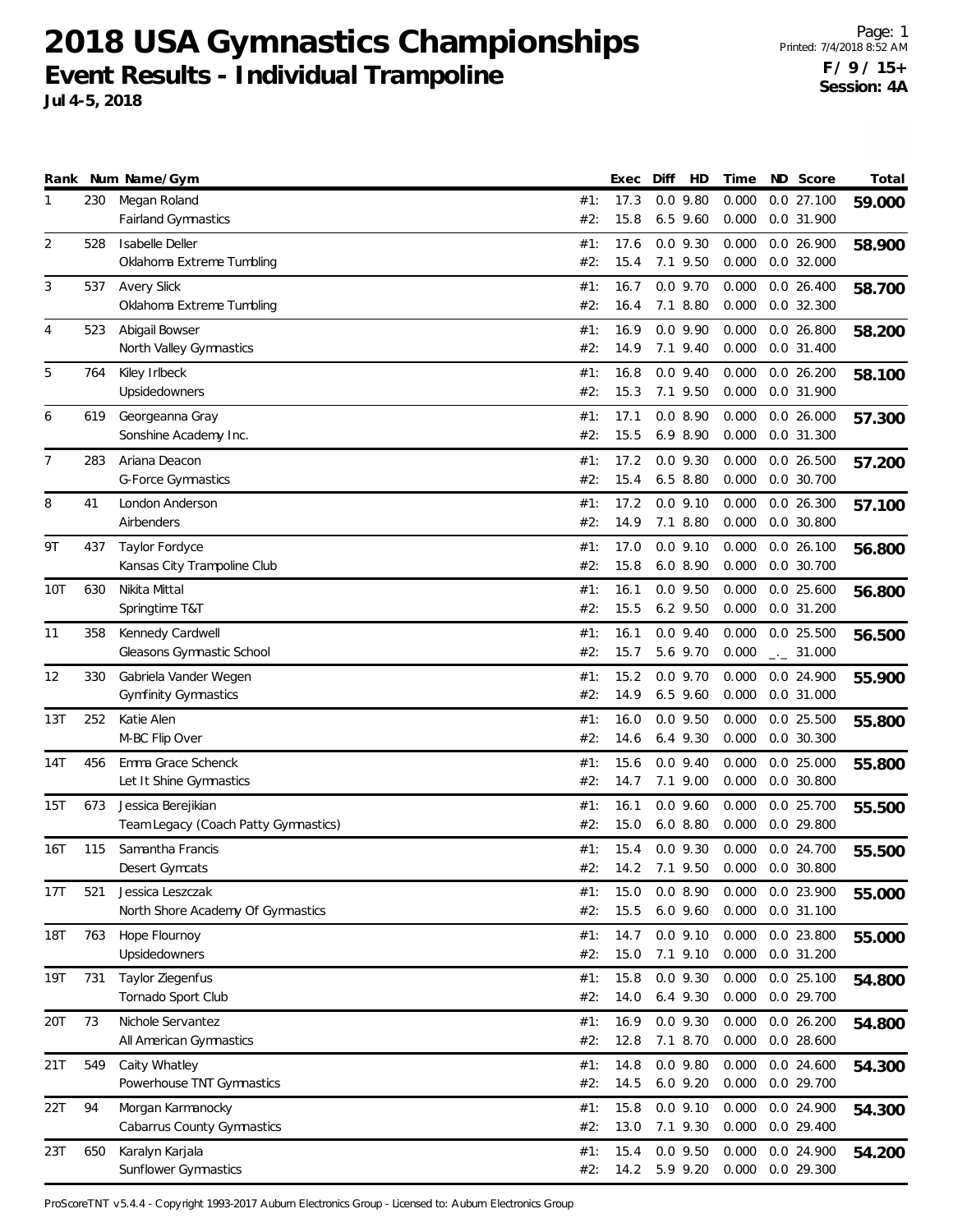# 2018 USA Gymnastics Championships

## Event Results - Individual Trampoline

**Jul 4-5, 2018**

Printed: 7/4/2018 8:52 AM

**F / 9 / 15+**
**Session: 4A**

| Rank | Num | Name/Gym | | Exec | Diff | HD | Time | ND | Score | Total |
|---|---|---|---|---|---|---|---|---|---|---|
| 1 | 230 | Megan Roland | #1: | 17.3 | 0.0 | 9.80 | 0.000 | 0.0 | 27.100 | **59.000** |
| | | Fairland Gymnastics | #2: | 15.8 | 6.5 | 9.60 | 0.000 | 0.0 | 31.900 | |
| 2 | 528 | Isabelle Deller | #1: | 17.6 | 0.0 | 9.30 | 0.000 | 0.0 | 26.900 | **58.900** |
| | | Oklahoma Extreme Tumbling | #2: | 15.4 | 7.1 | 9.50 | 0.000 | 0.0 | 32.000 | |
| 3 | 537 | Avery Slick | #1: | 16.7 | 0.0 | 9.70 | 0.000 | 0.0 | 26.400 | **58.700** |
| | | Oklahoma Extreme Tumbling | #2: | 16.4 | 7.1 | 8.80 | 0.000 | 0.0 | 32.300 | |
| 4 | 523 | Abigail Bowser | #1: | 16.9 | 0.0 | 9.90 | 0.000 | 0.0 | 26.800 | **58.200** |
| | | North Valley Gymnastics | #2: | 14.9 | 7.1 | 9.40 | 0.000 | 0.0 | 31.400 | |
| 5 | 764 | Kiley Irlbeck | #1: | 16.8 | 0.0 | 9.40 | 0.000 | 0.0 | 26.200 | **58.100** |
| | | Upsidedowners | #2: | 15.3 | 7.1 | 9.50 | 0.000 | 0.0 | 31.900 | |
| 6 | 619 | Georgeanna Gray | #1: | 17.1 | 0.0 | 8.90 | 0.000 | 0.0 | 26.000 | **57.300** |
| | | Sonshine Academy Inc. | #2: | 15.5 | 6.9 | 8.90 | 0.000 | 0.0 | 31.300 | |
| 7 | 283 | Ariana Deacon | #1: | 17.2 | 0.0 | 9.30 | 0.000 | 0.0 | 26.500 | **57.200** |
| | | G-Force Gymnastics | #2: | 15.4 | 6.5 | 8.80 | 0.000 | 0.0 | 30.700 | |
| 8 | 41 | London Anderson | #1: | 17.2 | 0.0 | 9.10 | 0.000 | 0.0 | 26.300 | **57.100** |
| | | Airbenders | #2: | 14.9 | 7.1 | 8.80 | 0.000 | 0.0 | 30.800 | |
| 9T | 437 | Taylor Fordyce | #1: | 17.0 | 0.0 | 9.10 | 0.000 | 0.0 | 26.100 | **56.800** |
| | | Kansas City Trampoline Club | #2: | 15.8 | 6.0 | 8.90 | 0.000 | 0.0 | 30.700 | |
| 10T | 630 | Nikita Mittal | #1: | 16.1 | 0.0 | 9.50 | 0.000 | 0.0 | 25.600 | **56.800** |
| | | Springtime T&T | #2: | 15.5 | 6.2 | 9.50 | 0.000 | 0.0 | 31.200 | |
| 11 | 358 | Kennedy Cardwell | #1: | 16.1 | 0.0 | 9.40 | 0.000 | 0.0 | 25.500 | **56.500** |
| | | Gleasons Gymnastic School | #2: | 15.7 | 5.6 | 9.70 | 0.000 | _._ | 31.000 | |
| 12 | 330 | Gabriela Vander Wegen | #1: | 15.2 | 0.0 | 9.70 | 0.000 | 0.0 | 24.900 | **55.900** |
| | | Gymfinity Gymnastics | #2: | 14.9 | 6.5 | 9.60 | 0.000 | 0.0 | 31.000 | |
| 13T | 252 | Katie Alen | #1: | 16.0 | 0.0 | 9.50 | 0.000 | 0.0 | 25.500 | **55.800** |
| | | M-BC Flip Over | #2: | 14.6 | 6.4 | 9.30 | 0.000 | 0.0 | 30.300 | |
| 14T | 456 | Emma Grace Schenck | #1: | 15.6 | 0.0 | 9.40 | 0.000 | 0.0 | 25.000 | **55.800** |
| | | Let It Shine Gymnastics | #2: | 14.7 | 7.1 | 9.00 | 0.000 | 0.0 | 30.800 | |
| 15T | 673 | Jessica Berejikian | #1: | 16.1 | 0.0 | 9.60 | 0.000 | 0.0 | 25.700 | **55.500** |
| | | Team Legacy (Coach Patty Gymnastics) | #2: | 15.0 | 6.0 | 8.80 | 0.000 | 0.0 | 29.800 | |
| 16T | 115 | Samantha Francis | #1: | 15.4 | 0.0 | 9.30 | 0.000 | 0.0 | 24.700 | **55.500** |
| | | Desert Gymcats | #2: | 14.2 | 7.1 | 9.50 | 0.000 | 0.0 | 30.800 | |
| 17T | 521 | Jessica Leszczak | #1: | 15.0 | 0.0 | 8.90 | 0.000 | 0.0 | 23.900 | **55.000** |
| | | North Shore Academy Of Gymnastics | #2: | 15.5 | 6.0 | 9.60 | 0.000 | 0.0 | 31.100 | |
| 18T | 763 | Hope Flournoy | #1: | 14.7 | 0.0 | 9.10 | 0.000 | 0.0 | 23.800 | **55.000** |
| | | Upsidedowners | #2: | 15.0 | 7.1 | 9.10 | 0.000 | 0.0 | 31.200 | |
| 19T | 731 | Taylor Ziegenfus | #1: | 15.8 | 0.0 | 9.30 | 0.000 | 0.0 | 25.100 | **54.800** |
| | | Tornado Sport Club | #2: | 14.0 | 6.4 | 9.30 | 0.000 | 0.0 | 29.700 | |
| 20T | 73 | Nichole Servantez | #1: | 16.9 | 0.0 | 9.30 | 0.000 | 0.0 | 26.200 | **54.800** |
| | | All American Gymnastics | #2: | 12.8 | 7.1 | 8.70 | 0.000 | 0.0 | 28.600 | |
| 21T | 549 | Caity Whatley | #1: | 14.8 | 0.0 | 9.80 | 0.000 | 0.0 | 24.600 | **54.300** |
| | | Powerhouse TNT Gymnastics | #2: | 14.5 | 6.0 | 9.20 | 0.000 | 0.0 | 29.700 | |
| 22T | 94 | Morgan Karmanocky | #1: | 15.8 | 0.0 | 9.10 | 0.000 | 0.0 | 24.900 | **54.300** |
| | | Cabarrus County Gymnastics | #2: | 13.0 | 7.1 | 9.30 | 0.000 | 0.0 | 29.400 | |
| 23T | 650 | Karalyn Karjala | #1: | 15.4 | 0.0 | 9.50 | 0.000 | 0.0 | 24.900 | **54.200** |
| | | Sunflower Gymnastics | #2: | 14.2 | 5.9 | 9.20 | 0.000 | 0.0 | 29.300 | |

ProScoreTNT v5.4.4 - Copyright 1993-2017 Auburn Electronics Group - Licensed to: Auburn Electronics Group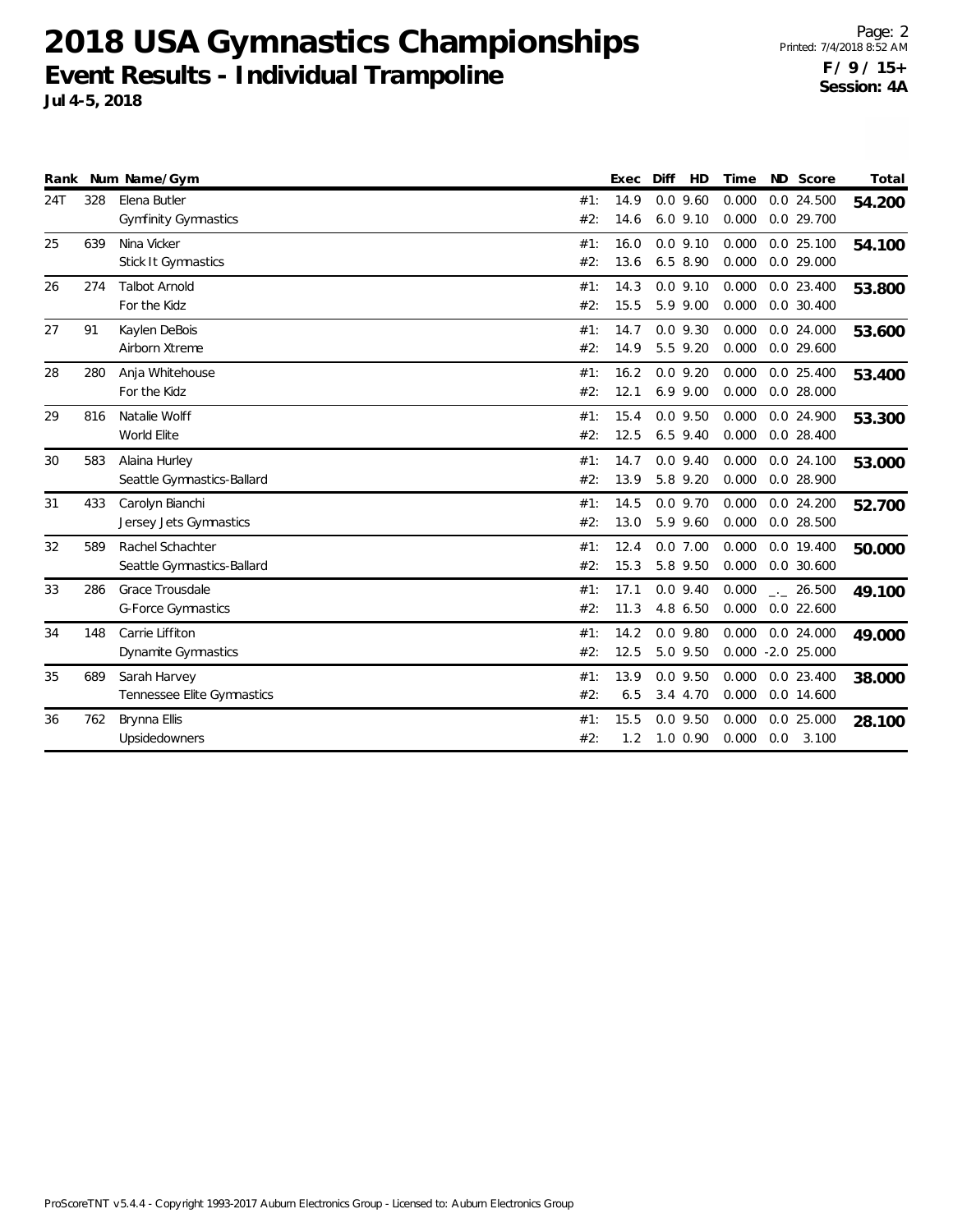# 2018 USA Gymnastics Championships

## Event Results - Individual Trampoline

**Jul 4-5, 2018**

Page: 2
Printed: 7/4/2018 8:52 AM
**F / 9 / 15+**
**Session: 4A**

| Rank | Num | Name/Gym | | Exec | Diff | HD | Time | ND | Score | Total |
|---|---|---|---|---|---|---|---|---|---|---|
| 24T | 328 | Elena Butler | #1: | 14.9 | 0.0 | 9.60 | 0.000 | 0.0 | 24.500 | **54.200** |
| | | Gymfinity Gymnastics | #2: | 14.6 | 6.0 | 9.10 | 0.000 | 0.0 | 29.700 | |
| 25 | 639 | Nina Vicker | #1: | 16.0 | 0.0 | 9.10 | 0.000 | 0.0 | 25.100 | **54.100** |
| | | Stick It Gymnastics | #2: | 13.6 | 6.5 | 8.90 | 0.000 | 0.0 | 29.000 | |
| 26 | 274 | Talbot Arnold | #1: | 14.3 | 0.0 | 9.10 | 0.000 | 0.0 | 23.400 | **53.800** |
| | | For the Kidz | #2: | 15.5 | 5.9 | 9.00 | 0.000 | 0.0 | 30.400 | |
| 27 | 91 | Kaylen DeBois | #1: | 14.7 | 0.0 | 9.30 | 0.000 | 0.0 | 24.000 | **53.600** |
| | | Airborn Xtreme | #2: | 14.9 | 5.5 | 9.20 | 0.000 | 0.0 | 29.600 | |
| 28 | 280 | Anja Whitehouse | #1: | 16.2 | 0.0 | 9.20 | 0.000 | 0.0 | 25.400 | **53.400** |
| | | For the Kidz | #2: | 12.1 | 6.9 | 9.00 | 0.000 | 0.0 | 28.000 | |
| 29 | 816 | Natalie Wolff | #1: | 15.4 | 0.0 | 9.50 | 0.000 | 0.0 | 24.900 | **53.300** |
| | | World Elite | #2: | 12.5 | 6.5 | 9.40 | 0.000 | 0.0 | 28.400 | |
| 30 | 583 | Alaina Hurley | #1: | 14.7 | 0.0 | 9.40 | 0.000 | 0.0 | 24.100 | **53.000** |
| | | Seattle Gymnastics-Ballard | #2: | 13.9 | 5.8 | 9.20 | 0.000 | 0.0 | 28.900 | |
| 31 | 433 | Carolyn Bianchi | #1: | 14.5 | 0.0 | 9.70 | 0.000 | 0.0 | 24.200 | **52.700** |
| | | Jersey Jets Gymnastics | #2: | 13.0 | 5.9 | 9.60 | 0.000 | 0.0 | 28.500 | |
| 32 | 589 | Rachel Schachter | #1: | 12.4 | 0.0 | 7.00 | 0.000 | 0.0 | 19.400 | **50.000** |
| | | Seattle Gymnastics-Ballard | #2: | 15.3 | 5.8 | 9.50 | 0.000 | 0.0 | 30.600 | |
| 33 | 286 | Grace Trousdale | #1: | 17.1 | 0.0 | 9.40 | 0.000 | _._ | 26.500 | **49.100** |
| | | G-Force Gymnastics | #2: | 11.3 | 4.8 | 6.50 | 0.000 | 0.0 | 22.600 | |
| 34 | 148 | Carrie Liffiton | #1: | 14.2 | 0.0 | 9.80 | 0.000 | 0.0 | 24.000 | **49.000** |
| | | Dynamite Gymnastics | #2: | 12.5 | 5.0 | 9.50 | 0.000 | -2.0 | 25.000 | |
| 35 | 689 | Sarah Harvey | #1: | 13.9 | 0.0 | 9.50 | 0.000 | 0.0 | 23.400 | **38.000** |
| | | Tennessee Elite Gymnastics | #2: | 6.5 | 3.4 | 4.70 | 0.000 | 0.0 | 14.600 | |
| 36 | 762 | Brynna Ellis | #1: | 15.5 | 0.0 | 9.50 | 0.000 | 0.0 | 25.000 | **28.100** |
| | | Upsidedowners | #2: | 1.2 | 1.0 | 0.90 | 0.000 | 0.0 | 3.100 | |

ProScoreTNT v5.4.4 - Copyright 1993-2017 Auburn Electronics Group - Licensed to: Auburn Electronics Group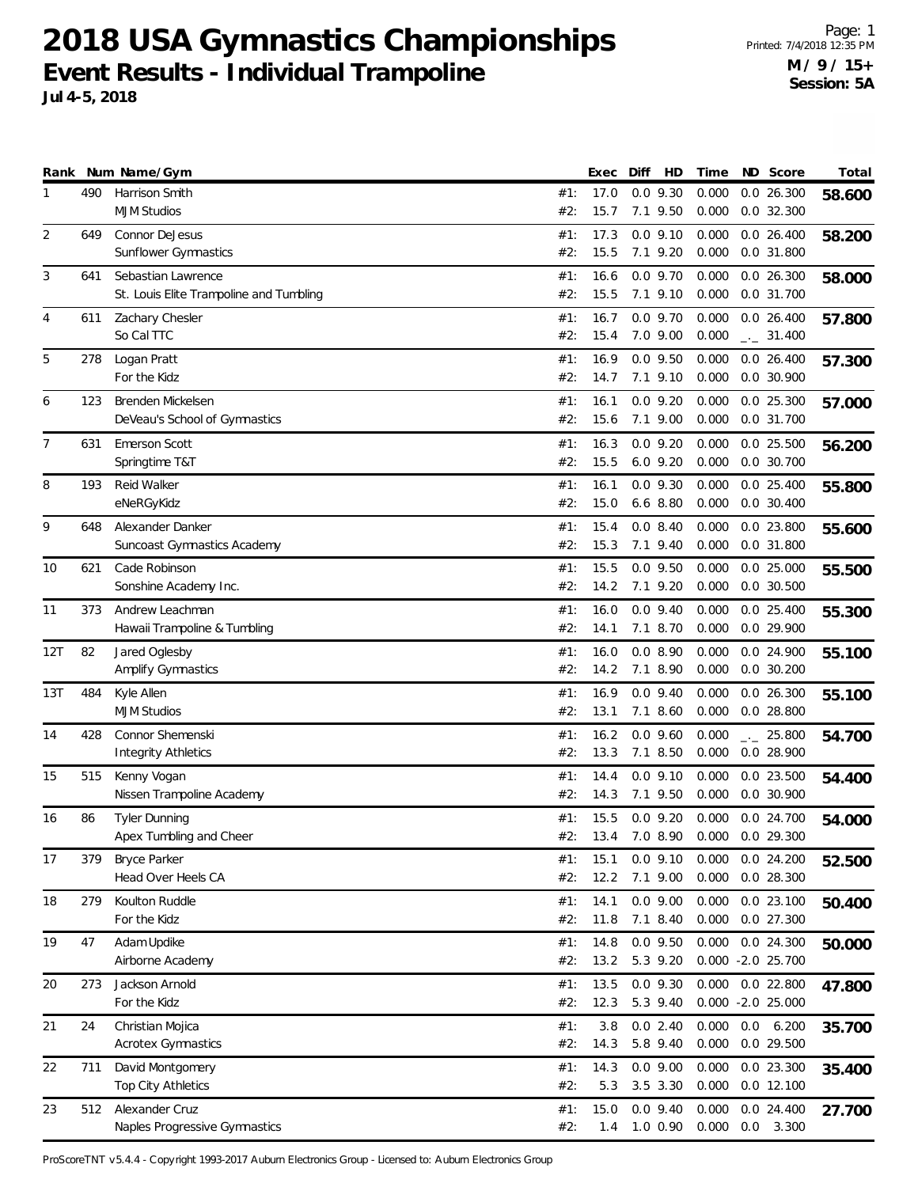# 2018 USA Gymnastics Championships

## Event Results - Individual Trampoline

**Jul 4-5, 2018**

Printed: 7/4/2018 12:35 PM

**M / 9 / 15+**
**Session: 5A**

| Rank | Num | Name/Gym | | Exec | Diff | HD | Time | ND | Score | Total |
|---|---|---|---|---|---|---|---|---|---|---|
| 1 | 490 | Harrison Smith | #1: | 17.0 | 0.0 | 9.30 | 0.000 | 0.0 | 26.300 | **58.600** |
| | | MJM Studios | #2: | 15.7 | 7.1 | 9.50 | 0.000 | 0.0 | 32.300 | |
| 2 | 649 | Connor DeJesus | #1: | 17.3 | 0.0 | 9.10 | 0.000 | 0.0 | 26.400 | **58.200** |
| | | Sunflower Gymnastics | #2: | 15.5 | 7.1 | 9.20 | 0.000 | 0.0 | 31.800 | |
| 3 | 641 | Sebastian Lawrence | #1: | 16.6 | 0.0 | 9.70 | 0.000 | 0.0 | 26.300 | **58.000** |
| | | St. Louis Elite Trampoline and Tumbling | #2: | 15.5 | 7.1 | 9.10 | 0.000 | 0.0 | 31.700 | |
| 4 | 611 | Zachary Chesler | #1: | 16.7 | 0.0 | 9.70 | 0.000 | 0.0 | 26.400 | **57.800** |
| | | So Cal TTC | #2: | 15.4 | 7.0 | 9.00 | 0.000 | _._ | 31.400 | |
| 5 | 278 | Logan Pratt | #1: | 16.9 | 0.0 | 9.50 | 0.000 | 0.0 | 26.400 | **57.300** |
| | | For the Kidz | #2: | 14.7 | 7.1 | 9.10 | 0.000 | 0.0 | 30.900 | |
| 6 | 123 | Brenden Mickelsen | #1: | 16.1 | 0.0 | 9.20 | 0.000 | 0.0 | 25.300 | **57.000** |
| | | DeVeau's School of Gymnastics | #2: | 15.6 | 7.1 | 9.00 | 0.000 | 0.0 | 31.700 | |
| 7 | 631 | Emerson Scott | #1: | 16.3 | 0.0 | 9.20 | 0.000 | 0.0 | 25.500 | **56.200** |
| | | Springtime T&T | #2: | 15.5 | 6.0 | 9.20 | 0.000 | 0.0 | 30.700 | |
| 8 | 193 | Reid Walker | #1: | 16.1 | 0.0 | 9.30 | 0.000 | 0.0 | 25.400 | **55.800** |
| | | eNeRGyKidz | #2: | 15.0 | 6.6 | 8.80 | 0.000 | 0.0 | 30.400 | |
| 9 | 648 | Alexander Danker | #1: | 15.4 | 0.0 | 8.40 | 0.000 | 0.0 | 23.800 | **55.600** |
| | | Suncoast Gymnastics Academy | #2: | 15.3 | 7.1 | 9.40 | 0.000 | 0.0 | 31.800 | |
| 10 | 621 | Cade Robinson | #1: | 15.5 | 0.0 | 9.50 | 0.000 | 0.0 | 25.000 | **55.500** |
| | | Sonshine Academy Inc. | #2: | 14.2 | 7.1 | 9.20 | 0.000 | 0.0 | 30.500 | |
| 11 | 373 | Andrew Leachman | #1: | 16.0 | 0.0 | 9.40 | 0.000 | 0.0 | 25.400 | **55.300** |
| | | Hawaii Trampoline & Tumbling | #2: | 14.1 | 7.1 | 8.70 | 0.000 | 0.0 | 29.900 | |
| 12T | 82 | Jared Oglesby | #1: | 16.0 | 0.0 | 8.90 | 0.000 | 0.0 | 24.900 | **55.100** |
| | | Amplify Gymnastics | #2: | 14.2 | 7.1 | 8.90 | 0.000 | 0.0 | 30.200 | |
| 13T | 484 | Kyle Allen | #1: | 16.9 | 0.0 | 9.40 | 0.000 | 0.0 | 26.300 | **55.100** |
| | | MJM Studios | #2: | 13.1 | 7.1 | 8.60 | 0.000 | 0.0 | 28.800 | |
| 14 | 428 | Connor Shemenski | #1: | 16.2 | 0.0 | 9.60 | 0.000 | _._ | 25.800 | **54.700** |
| | | Integrity Athletics | #2: | 13.3 | 7.1 | 8.50 | 0.000 | 0.0 | 28.900 | |
| 15 | 515 | Kenny Vogan | #1: | 14.4 | 0.0 | 9.10 | 0.000 | 0.0 | 23.500 | **54.400** |
| | | Nissen Trampoline Academy | #2: | 14.3 | 7.1 | 9.50 | 0.000 | 0.0 | 30.900 | |
| 16 | 86 | Tyler Dunning | #1: | 15.5 | 0.0 | 9.20 | 0.000 | 0.0 | 24.700 | **54.000** |
| | | Apex Tumbling and Cheer | #2: | 13.4 | 7.0 | 8.90 | 0.000 | 0.0 | 29.300 | |
| 17 | 379 | Bryce Parker | #1: | 15.1 | 0.0 | 9.10 | 0.000 | 0.0 | 24.200 | **52.500** |
| | | Head Over Heels CA | #2: | 12.2 | 7.1 | 9.00 | 0.000 | 0.0 | 28.300 | |
| 18 | 279 | Koulton Ruddle | #1: | 14.1 | 0.0 | 9.00 | 0.000 | 0.0 | 23.100 | **50.400** |
| | | For the Kidz | #2: | 11.8 | 7.1 | 8.40 | 0.000 | 0.0 | 27.300 | |
| 19 | 47 | Adam Updike | #1: | 14.8 | 0.0 | 9.50 | 0.000 | 0.0 | 24.300 | **50.000** |
| | | Airborne Academy | #2: | 13.2 | 5.3 | 9.20 | 0.000 | -2.0 | 25.700 | |
| 20 | 273 | Jackson Arnold | #1: | 13.5 | 0.0 | 9.30 | 0.000 | 0.0 | 22.800 | **47.800** |
| | | For the Kidz | #2: | 12.3 | 5.3 | 9.40 | 0.000 | -2.0 | 25.000 | |
| 21 | 24 | Christian Mojica | #1: | 3.8 | 0.0 | 2.40 | 0.000 | 0.0 | 6.200 | **35.700** |
| | | Acrotex Gymnastics | #2: | 14.3 | 5.8 | 9.40 | 0.000 | 0.0 | 29.500 | |
| 22 | 711 | David Montgomery | #1: | 14.3 | 0.0 | 9.00 | 0.000 | 0.0 | 23.300 | **35.400** |
| | | Top City Athletics | #2: | 5.3 | 3.5 | 3.30 | 0.000 | 0.0 | 12.100 | |
| 23 | 512 | Alexander Cruz | #1: | 15.0 | 0.0 | 9.40 | 0.000 | 0.0 | 24.400 | **27.700** |
| | | Naples Progressive Gymnastics | #2: | 1.4 | 1.0 | 0.90 | 0.000 | 0.0 | 3.300 | |

ProScoreTNT v5.4.4 - Copyright 1993-2017 Auburn Electronics Group - Licensed to: Auburn Electronics Group